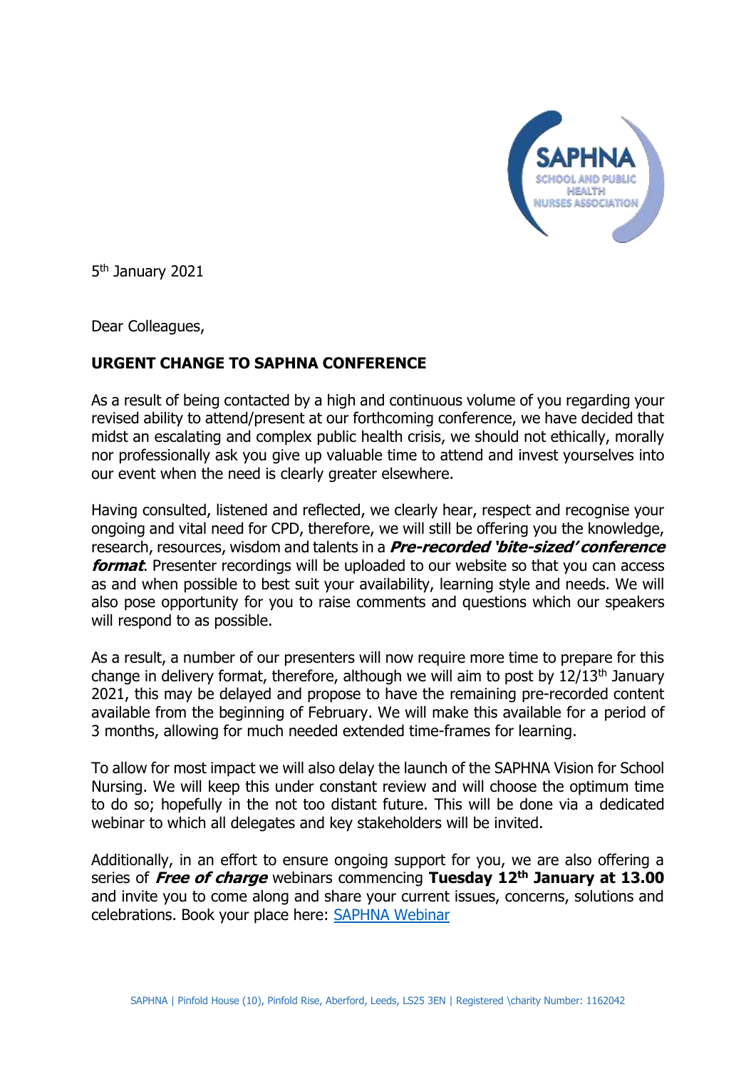5th January 2021

Dear Colleagues,

**URGENT CHANGE TO SAPHNA CONFERENCE**

As a result of being contacted by a high and continuous volume of you regarding your revised ability to attend/present at our forthcoming conference, we have decided that midst an escalating and complex public health crisis, we should not ethically, morally nor professionally ask you give up valuable time to attend and invest yourselves into our event when the need is clearly greater elsewhere.

Having consulted, listened and reflected, we clearly hear, respect and recognise your ongoing and vital need for CPD, therefore, we will still be offering you the knowledge, research, resources, wisdom and talents in a ***Pre-recorded 'bite-sized' conference format***. Presenter recordings will be uploaded to our website so that you can access as and when possible to best suit your availability, learning style and needs. We will also pose opportunity for you to raise comments and questions which our speakers will respond to as possible.

As a result, a number of our presenters will now require more time to prepare for this change in delivery format, therefore, although we will aim to post by 12/13th January 2021, this may be delayed and propose to have the remaining pre-recorded content available from the beginning of February. We will make this available for a period of 3 months, allowing for much needed extended time-frames for learning.

To allow for most impact we will also delay the launch of the SAPHNA Vision for School Nursing. We will keep this under constant review and will choose the optimum time to do so; hopefully in the not too distant future. This will be done via a dedicated webinar to which all delegates and key stakeholders will be invited.

Additionally, in an effort to ensure ongoing support for you, we are also offering a series of ***Free of charge*** webinars commencing **Tuesday 12th January at 13.00** and invite you to come along and share your current issues, concerns, solutions and celebrations. Book your place here: SAPHNA Webinar

SAPHNA | Pinfold House (10), Pinfold Rise, Aberford, Leeds, LS25 3EN | Registered \charity Number: 1162042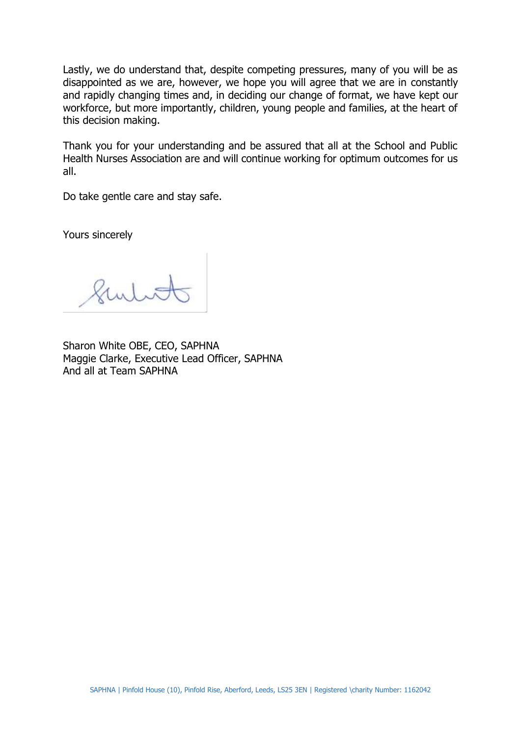Lastly, we do understand that, despite competing pressures, many of you will be as disappointed as we are, however, we hope you will agree that we are in constantly and rapidly changing times and, in deciding our change of format, we have kept our workforce, but more importantly, children, young people and families, at the heart of this decision making.

Thank you for your understanding and be assured that all at the School and Public Health Nurses Association are and will continue working for optimum outcomes for us all.

Do take gentle care and stay safe.

Yours sincerely

Sharon White OBE, CEO, SAPHNA
Maggie Clarke, Executive Lead Officer, SAPHNA
And all at Team SAPHNA

SAPHNA | Pinfold House (10), Pinfold Rise, Aberford, Leeds, LS25 3EN | Registered \charity Number: 1162042